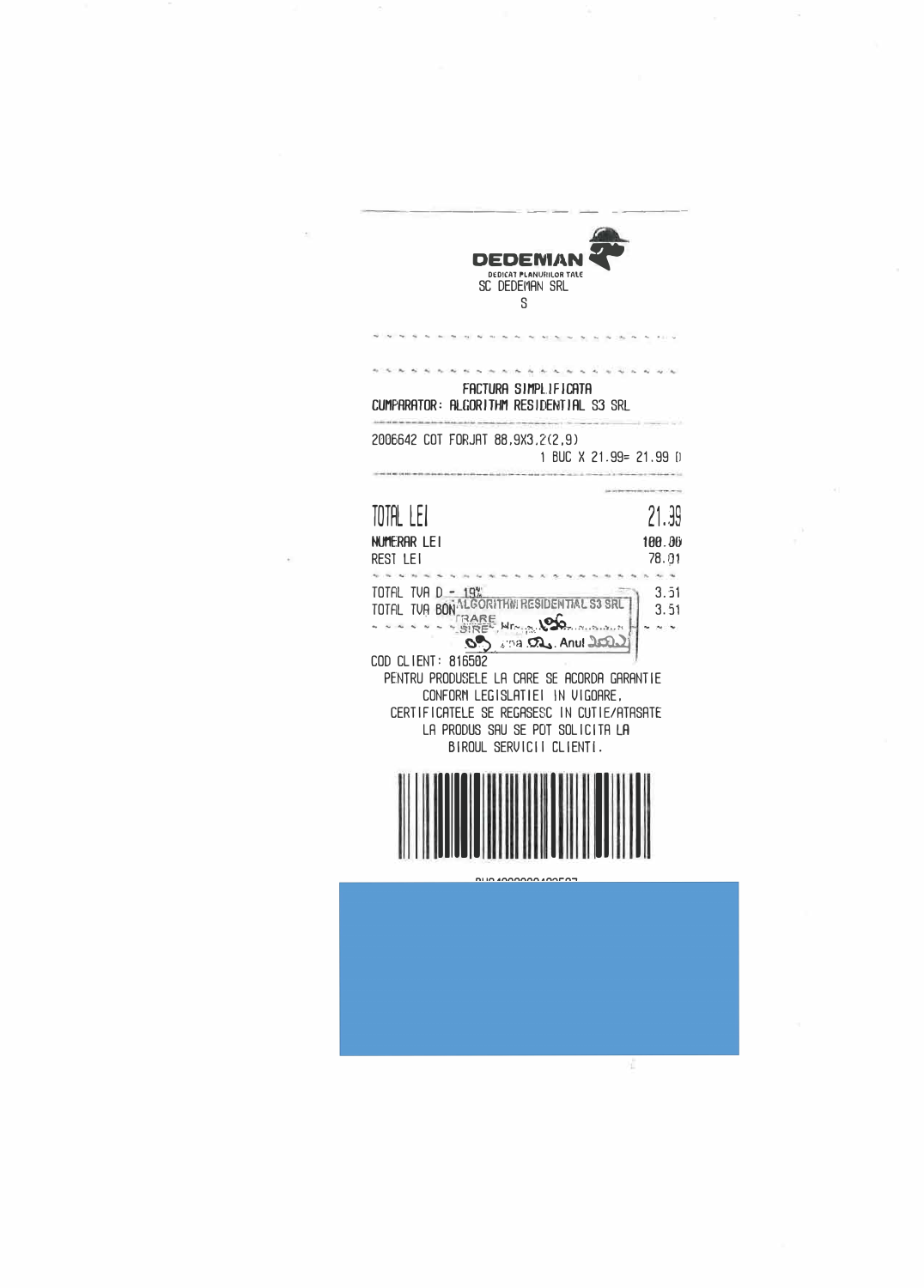DEDEMAN

DEDICAT PLANURILOR TALE

SC DEDEMAN SRL

S

FACTURA SIMPLIFICATA

CUMPARATOR: ALGORITHM RESIDENTIAL S3 SRL

2006642 COT FORJAT 88,9X3,2(2,9)

1 BUC X 21.99= 21.99 D

| | |
|---|---|
| TOTAL LEI | 21.99 |
| NUMERAR LEI | 100.00 |
| REST LEI | 78.01 |
| TOTAL TVA D - 19% | 3.51 |
| TOTAL TVA BON | 3.51 |

ALGORITHM RESIDENTIAL S3 SRL
INTRARE
IESIRE Nr. 196
09 luna 02 Anul 2022

COD CLIENT: 816502

PENTRU PRODUSELE LA CARE SE ACORDA GARANTIE
CONFORM LEGISLATIEI IN VIGOARE,
CERTIFICATELE SE REGASESC IN CUTIE/ATASATE
LA PRODUS SAU SE POT SOLICITA LA
BIROUL SERVICII CLIENTI.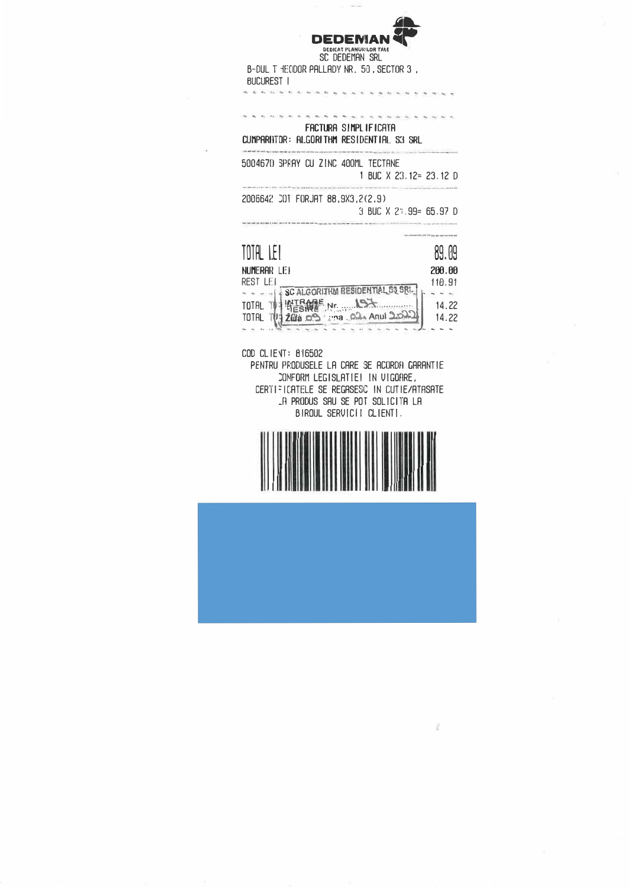**DEDEMAN**

DEDICAT PLANURILOR TALE

SC DEDEMAN SRL

B-DUL THEODOR PALLADY NR. 50, SECTOR 3,
BUCURESTI

- - - - - - - - - - - - - - - - - - - - - - -

- - - - - - - - - - - - - - - - - - - - - - -

**FACTURA SIMPLIFICATA**

**CUMPARATOR: ALGORITHM RESIDENTIAL 53 SRL**

---

5004670 SPRAY CU ZINC 400ML TECTANE
1 BUC X 23.12= 23.12 D

---

2006642 COT FORJAT 88,9X3,2(2,9)
3 BUC X 21.99= 65.97 D

---

| | |
|---|---|
| **TOTAL LEI** | **89.09** |
| **NUMERAR LEI** | **200.00** |
| REST LEI | 110.91 |
| TOTAL T[...] | 14.22 |
| TOTAL T[...] | 14.22 |

SC ALGORITHM RESIDENTIAL 53 SRL
INTRARE / IESIRE Nr. 157
Ziua 03 Luna 02 Anul 2022

- - - - - - - - - - - - - - - - - - - - - - -

COD CLIENT: 816502

PENTRU PRODUSELE LA CARE SE ACORDA GARANTIE CONFORM LEGISLATIEI IN VIGOARE, CERTIFICATELE SE REGASESC IN CUTIE/ATASATE LA PRODUS SAU SE POT SOLICITA LA BIROUL SERVICII CLIENTI.